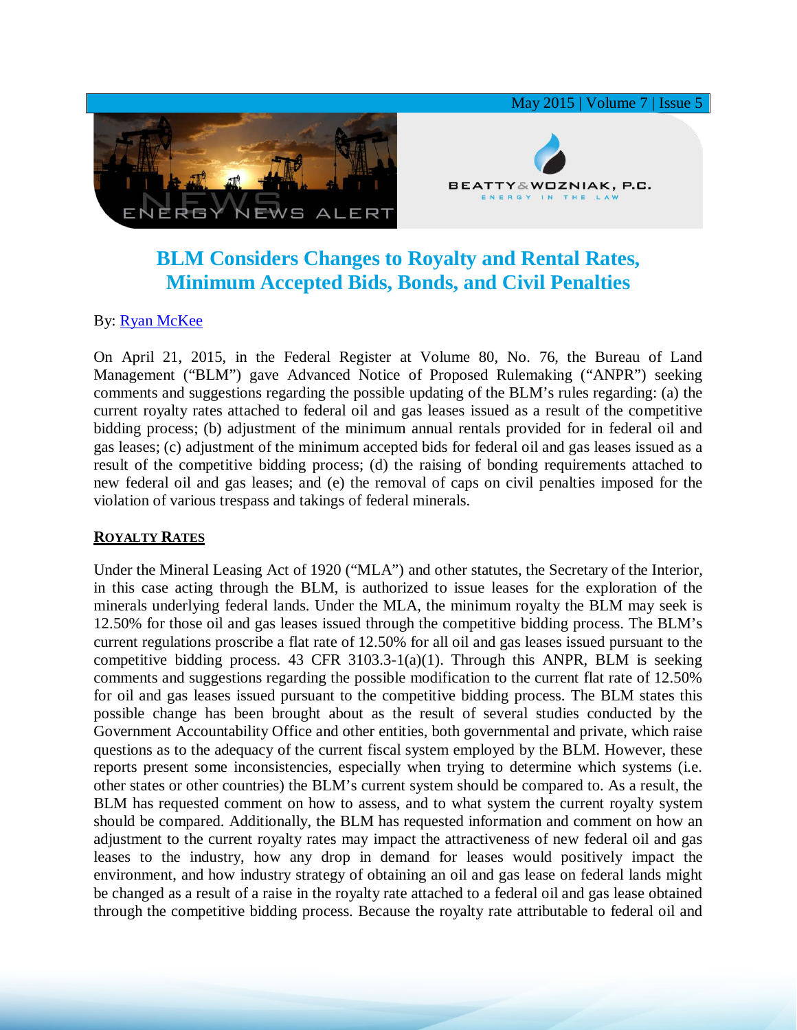# BLM Considers Changes to Royalty and Rental Rates, Minimum Accepted Bids, Bonds, and Civil Penalties

By: Ryan McKee

On April 21, 2015, in the Federal Register at Volume 80, No. 76, the Bureau of Land Management ("BLM") gave Advanced Notice of Proposed Rulemaking ("ANPR") seeking comments and suggestions regarding the possible updating of the BLM's rules regarding: (a) the current royalty rates attached to federal oil and gas leases issued as a result of the competitive bidding process; (b) adjustment of the minimum annual rentals provided for in federal oil and gas leases; (c) adjustment of the minimum accepted bids for federal oil and gas leases issued as a result of the competitive bidding process; (d) the raising of bonding requirements attached to new federal oil and gas leases; and (e) the removal of caps on civil penalties imposed for the violation of various trespass and takings of federal minerals.

## Royalty Rates

Under the Mineral Leasing Act of 1920 ("MLA") and other statutes, the Secretary of the Interior, in this case acting through the BLM, is authorized to issue leases for the exploration of the minerals underlying federal lands. Under the MLA, the minimum royalty the BLM may seek is 12.50% for those oil and gas leases issued through the competitive bidding process. The BLM's current regulations proscribe a flat rate of 12.50% for all oil and gas leases issued pursuant to the competitive bidding process. 43 CFR 3103.3-1(a)(1). Through this ANPR, BLM is seeking comments and suggestions regarding the possible modification to the current flat rate of 12.50% for oil and gas leases issued pursuant to the competitive bidding process. The BLM states this possible change has been brought about as the result of several studies conducted by the Government Accountability Office and other entities, both governmental and private, which raise questions as to the adequacy of the current fiscal system employed by the BLM. However, these reports present some inconsistencies, especially when trying to determine which systems (i.e. other states or other countries) the BLM's current system should be compared to. As a result, the BLM has requested comment on how to assess, and to what system the current royalty system should be compared. Additionally, the BLM has requested information and comment on how an adjustment to the current royalty rates may impact the attractiveness of new federal oil and gas leases to the industry, how any drop in demand for leases would positively impact the environment, and how industry strategy of obtaining an oil and gas lease on federal lands might be changed as a result of a raise in the royalty rate attached to a federal oil and gas lease obtained through the competitive bidding process. Because the royalty rate attributable to federal oil and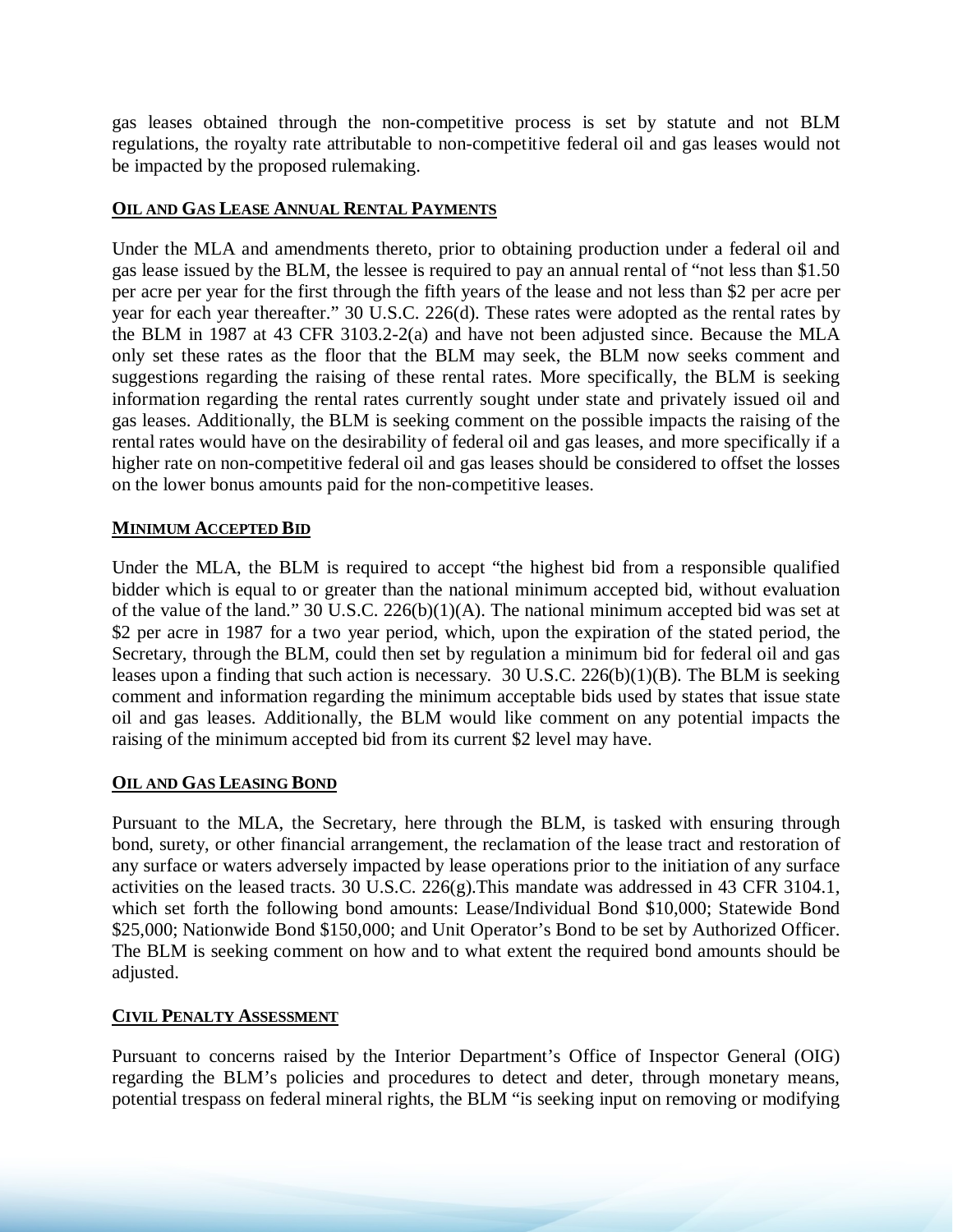gas leases obtained through the non-competitive process is set by statute and not BLM regulations, the royalty rate attributable to non-competitive federal oil and gas leases would not be impacted by the proposed rulemaking.

## OIL AND GAS LEASE ANNUAL RENTAL PAYMENTS

Under the MLA and amendments thereto, prior to obtaining production under a federal oil and gas lease issued by the BLM, the lessee is required to pay an annual rental of "not less than $1.50 per acre per year for the first through the fifth years of the lease and not less than $2 per acre per year for each year thereafter." 30 U.S.C. 226(d). These rates were adopted as the rental rates by the BLM in 1987 at 43 CFR 3103.2-2(a) and have not been adjusted since. Because the MLA only set these rates as the floor that the BLM may seek, the BLM now seeks comment and suggestions regarding the raising of these rental rates. More specifically, the BLM is seeking information regarding the rental rates currently sought under state and privately issued oil and gas leases. Additionally, the BLM is seeking comment on the possible impacts the raising of the rental rates would have on the desirability of federal oil and gas leases, and more specifically if a higher rate on non-competitive federal oil and gas leases should be considered to offset the losses on the lower bonus amounts paid for the non-competitive leases.

## MINIMUM ACCEPTED BID

Under the MLA, the BLM is required to accept "the highest bid from a responsible qualified bidder which is equal to or greater than the national minimum accepted bid, without evaluation of the value of the land." 30 U.S.C. 226(b)(1)(A). The national minimum accepted bid was set at $2 per acre in 1987 for a two year period, which, upon the expiration of the stated period, the Secretary, through the BLM, could then set by regulation a minimum bid for federal oil and gas leases upon a finding that such action is necessary. 30 U.S.C. 226(b)(1)(B). The BLM is seeking comment and information regarding the minimum acceptable bids used by states that issue state oil and gas leases. Additionally, the BLM would like comment on any potential impacts the raising of the minimum accepted bid from its current $2 level may have.

## OIL AND GAS LEASING BOND

Pursuant to the MLA, the Secretary, here through the BLM, is tasked with ensuring through bond, surety, or other financial arrangement, the reclamation of the lease tract and restoration of any surface or waters adversely impacted by lease operations prior to the initiation of any surface activities on the leased tracts. 30 U.S.C. 226(g).This mandate was addressed in 43 CFR 3104.1, which set forth the following bond amounts: Lease/Individual Bond $10,000; Statewide Bond $25,000; Nationwide Bond $150,000; and Unit Operator's Bond to be set by Authorized Officer. The BLM is seeking comment on how and to what extent the required bond amounts should be adjusted.

## CIVIL PENALTY ASSESSMENT

Pursuant to concerns raised by the Interior Department's Office of Inspector General (OIG) regarding the BLM's policies and procedures to detect and deter, through monetary means, potential trespass on federal mineral rights, the BLM "is seeking input on removing or modifying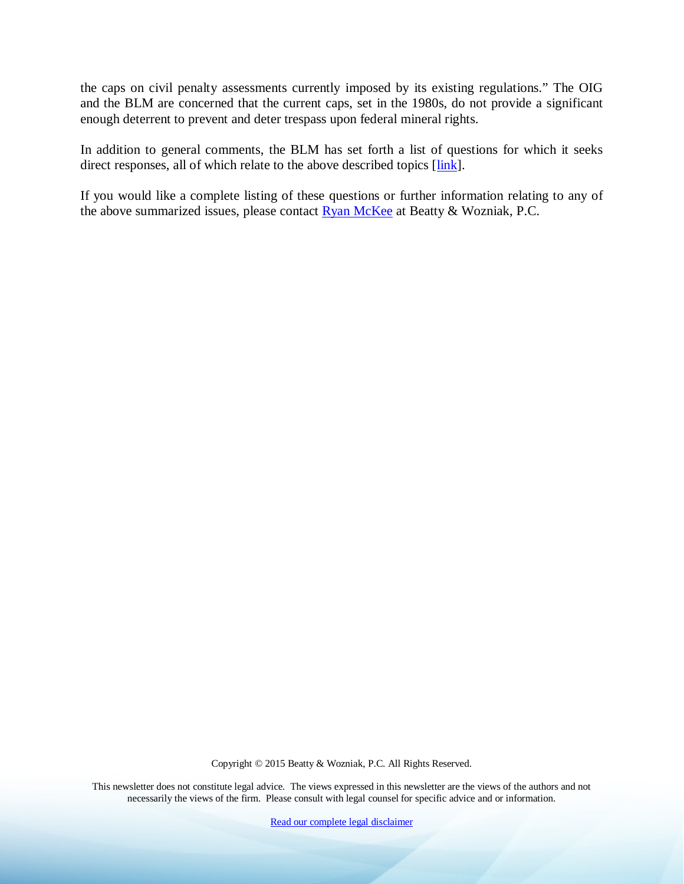the caps on civil penalty assessments currently imposed by its existing regulations." The OIG and the BLM are concerned that the current caps, set in the 1980s, do not provide a significant enough deterrent to prevent and deter trespass upon federal mineral rights.

In addition to general comments, the BLM has set forth a list of questions for which it seeks direct responses, all of which relate to the above described topics [link].

If you would like a complete listing of these questions or further information relating to any of the above summarized issues, please contact Ryan McKee at Beatty & Wozniak, P.C.

Copyright © 2015 Beatty & Wozniak, P.C. All Rights Reserved.

This newsletter does not constitute legal advice. The views expressed in this newsletter are the views of the authors and not necessarily the views of the firm. Please consult with legal counsel for specific advice and or information.

Read our complete legal disclaimer